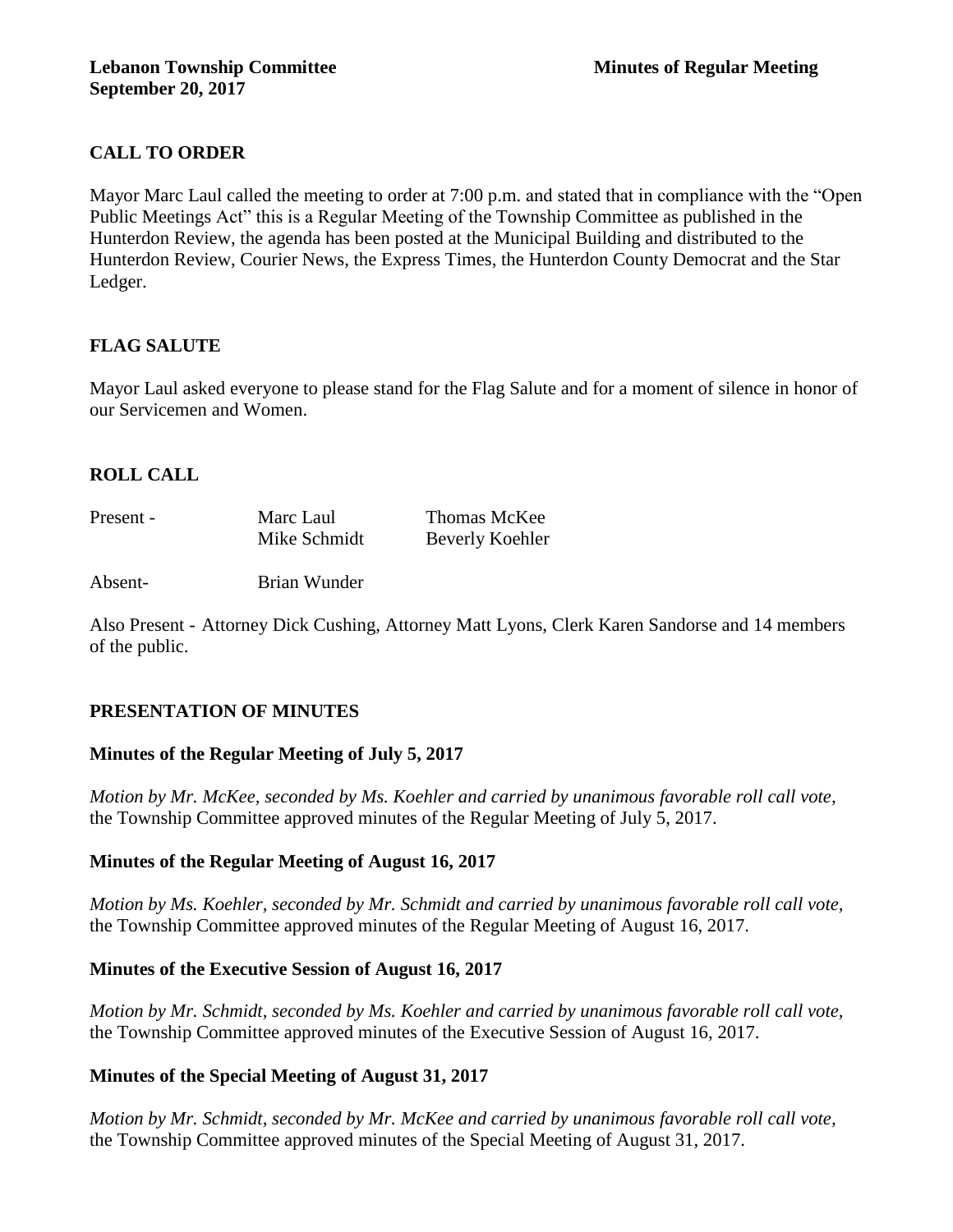**Lebanon Township Committee** **Minutes of Regular Meeting**
**September 20, 2017**

## CALL TO ORDER

Mayor Marc Laul called the meeting to order at 7:00 p.m. and stated that in compliance with the "Open Public Meetings Act" this is a Regular Meeting of the Township Committee as published in the Hunterdon Review, the agenda has been posted at the Municipal Building and distributed to the Hunterdon Review, Courier News, the Express Times, the Hunterdon County Democrat and the Star Ledger.

## FLAG SALUTE

Mayor Laul asked everyone to please stand for the Flag Salute and for a moment of silence in honor of our Servicemen and Women.

## ROLL CALL

| | | |
|---|---|---|
| Present - | Marc Laul | Thomas McKee |
| | Mike Schmidt | Beverly Koehler |
| Absent- | Brian Wunder | |

Also Present - Attorney Dick Cushing, Attorney Matt Lyons, Clerk Karen Sandorse and 14 members of the public.

## PRESENTATION OF MINUTES

### Minutes of the Regular Meeting of July 5, 2017

*Motion by Mr. McKee, seconded by Ms. Koehler and carried by unanimous favorable roll call vote,* the Township Committee approved minutes of the Regular Meeting of July 5, 2017.

### Minutes of the Regular Meeting of August 16, 2017

*Motion by Ms. Koehler, seconded by Mr. Schmidt and carried by unanimous favorable roll call vote,* the Township Committee approved minutes of the Regular Meeting of August 16, 2017.

### Minutes of the Executive Session of August 16, 2017

*Motion by Mr. Schmidt, seconded by Ms. Koehler and carried by unanimous favorable roll call vote,* the Township Committee approved minutes of the Executive Session of August 16, 2017.

### Minutes of the Special Meeting of August 31, 2017

*Motion by Mr. Schmidt, seconded by Mr. McKee and carried by unanimous favorable roll call vote,* the Township Committee approved minutes of the Special Meeting of August 31, 2017.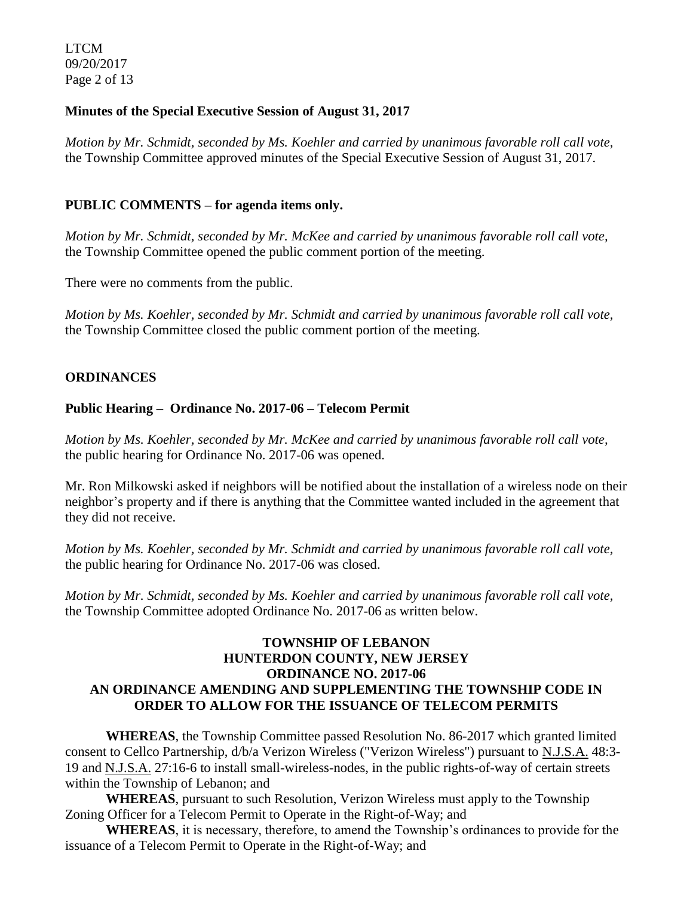**Minutes of the Special Executive Session of August 31, 2017**

*Motion by Mr. Schmidt, seconded by Ms. Koehler and carried by unanimous favorable roll call vote,* the Township Committee approved minutes of the Special Executive Session of August 31, 2017.

## PUBLIC COMMENTS – for agenda items only.

*Motion by Mr. Schmidt, seconded by Mr. McKee and carried by unanimous favorable roll call vote,* the Township Committee opened the public comment portion of the meeting.

There were no comments from the public.

*Motion by Ms. Koehler, seconded by Mr. Schmidt and carried by unanimous favorable roll call vote,* the Township Committee closed the public comment portion of the meeting.

## ORDINANCES

### Public Hearing – Ordinance No. 2017-06 – Telecom Permit

*Motion by Ms. Koehler, seconded by Mr. McKee and carried by unanimous favorable roll call vote,* the public hearing for Ordinance No. 2017-06 was opened.

Mr. Ron Milkowski asked if neighbors will be notified about the installation of a wireless node on their neighbor's property and if there is anything that the Committee wanted included in the agreement that they did not receive.

*Motion by Ms. Koehler, seconded by Mr. Schmidt and carried by unanimous favorable roll call vote,* the public hearing for Ordinance No. 2017-06 was closed.

*Motion by Mr. Schmidt, seconded by Ms. Koehler and carried by unanimous favorable roll call vote,* the Township Committee adopted Ordinance No. 2017-06 as written below.

**TOWNSHIP OF LEBANON**
**HUNTERDON COUNTY, NEW JERSEY**
**ORDINANCE NO. 2017-06**
**AN ORDINANCE AMENDING AND SUPPLEMENTING THE TOWNSHIP CODE IN ORDER TO ALLOW FOR THE ISSUANCE OF TELECOM PERMITS**

**WHEREAS**, the Township Committee passed Resolution No. 86-2017 which granted limited consent to Cellco Partnership, d/b/a Verizon Wireless ("Verizon Wireless") pursuant to N.J.S.A. 48:3-19 and N.J.S.A. 27:16-6 to install small-wireless-nodes, in the public rights-of-way of certain streets within the Township of Lebanon; and

**WHEREAS**, pursuant to such Resolution, Verizon Wireless must apply to the Township Zoning Officer for a Telecom Permit to Operate in the Right-of-Way; and

**WHEREAS**, it is necessary, therefore, to amend the Township's ordinances to provide for the issuance of a Telecom Permit to Operate in the Right-of-Way; and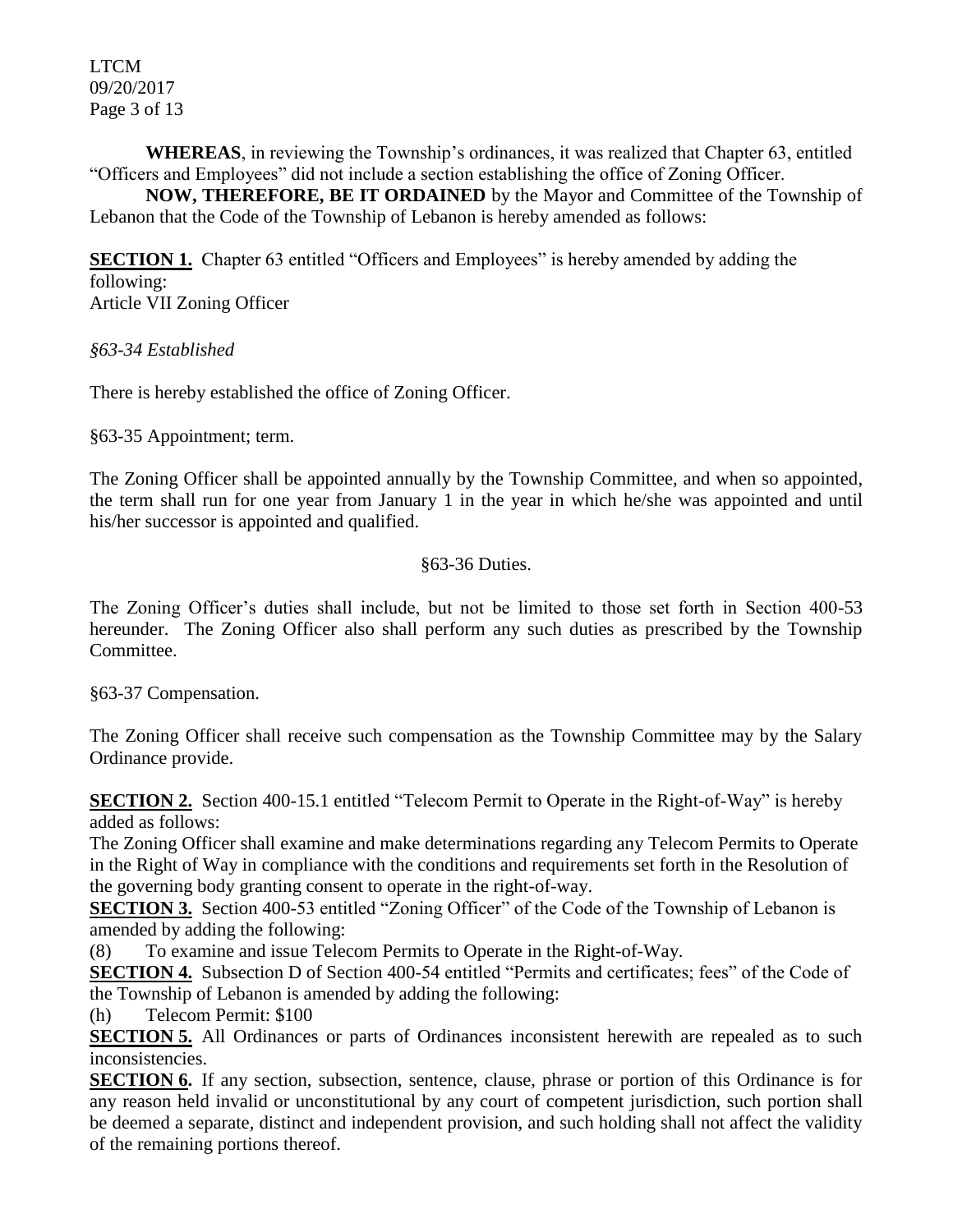**WHEREAS**, in reviewing the Township's ordinances, it was realized that Chapter 63, entitled "Officers and Employees" did not include a section establishing the office of Zoning Officer.

**NOW, THEREFORE, BE IT ORDAINED** by the Mayor and Committee of the Township of Lebanon that the Code of the Township of Lebanon is hereby amended as follows:

**SECTION 1.** Chapter 63 entitled "Officers and Employees" is hereby amended by adding the following:
Article VII Zoning Officer

*§63-34 Established*

There is hereby established the office of Zoning Officer.

§63-35 Appointment; term.

The Zoning Officer shall be appointed annually by the Township Committee, and when so appointed, the term shall run for one year from January 1 in the year in which he/she was appointed and until his/her successor is appointed and qualified.

§63-36 Duties.

The Zoning Officer's duties shall include, but not be limited to those set forth in Section 400-53 hereunder. The Zoning Officer also shall perform any such duties as prescribed by the Township Committee.

§63-37 Compensation.

The Zoning Officer shall receive such compensation as the Township Committee may by the Salary Ordinance provide.

**SECTION 2.** Section 400-15.1 entitled "Telecom Permit to Operate in the Right-of-Way" is hereby added as follows:
The Zoning Officer shall examine and make determinations regarding any Telecom Permits to Operate in the Right of Way in compliance with the conditions and requirements set forth in the Resolution of the governing body granting consent to operate in the right-of-way.

**SECTION 3.** Section 400-53 entitled "Zoning Officer" of the Code of the Township of Lebanon is amended by adding the following:

(8) To examine and issue Telecom Permits to Operate in the Right-of-Way.

**SECTION 4.** Subsection D of Section 400-54 entitled "Permits and certificates; fees" of the Code of the Township of Lebanon is amended by adding the following:

(h) Telecom Permit: $100

**SECTION 5.** All Ordinances or parts of Ordinances inconsistent herewith are repealed as to such inconsistencies.

**SECTION 6.** If any section, subsection, sentence, clause, phrase or portion of this Ordinance is for any reason held invalid or unconstitutional by any court of competent jurisdiction, such portion shall be deemed a separate, distinct and independent provision, and such holding shall not affect the validity of the remaining portions thereof.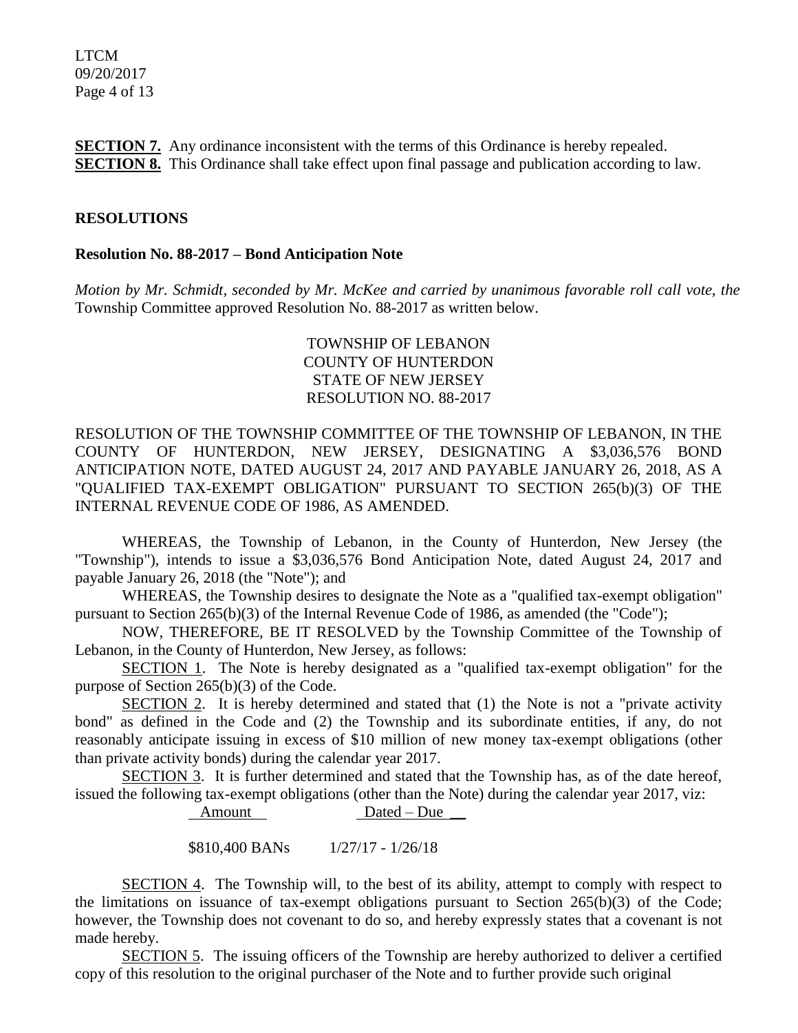**SECTION 7.** Any ordinance inconsistent with the terms of this Ordinance is hereby repealed.
**SECTION 8.** This Ordinance shall take effect upon final passage and publication according to law.

## RESOLUTIONS

### Resolution No. 88-2017 – Bond Anticipation Note

*Motion by Mr. Schmidt, seconded by Mr. McKee and carried by unanimous favorable roll call vote, the* Township Committee approved Resolution No. 88-2017 as written below.

TOWNSHIP OF LEBANON
COUNTY OF HUNTERDON
STATE OF NEW JERSEY
RESOLUTION NO. 88-2017

RESOLUTION OF THE TOWNSHIP COMMITTEE OF THE TOWNSHIP OF LEBANON, IN THE COUNTY OF HUNTERDON, NEW JERSEY, DESIGNATING A $3,036,576 BOND ANTICIPATION NOTE, DATED AUGUST 24, 2017 AND PAYABLE JANUARY 26, 2018, AS A "QUALIFIED TAX-EXEMPT OBLIGATION" PURSUANT TO SECTION 265(b)(3) OF THE INTERNAL REVENUE CODE OF 1986, AS AMENDED.

WHEREAS, the Township of Lebanon, in the County of Hunterdon, New Jersey (the "Township"), intends to issue a $3,036,576 Bond Anticipation Note, dated August 24, 2017 and payable January 26, 2018 (the "Note"); and

WHEREAS, the Township desires to designate the Note as a "qualified tax-exempt obligation" pursuant to Section 265(b)(3) of the Internal Revenue Code of 1986, as amended (the "Code");

NOW, THEREFORE, BE IT RESOLVED by the Township Committee of the Township of Lebanon, in the County of Hunterdon, New Jersey, as follows:

SECTION 1. The Note is hereby designated as a "qualified tax-exempt obligation" for the purpose of Section 265(b)(3) of the Code.

SECTION 2. It is hereby determined and stated that (1) the Note is not a "private activity bond" as defined in the Code and (2) the Township and its subordinate entities, if any, do not reasonably anticipate issuing in excess of $10 million of new money tax-exempt obligations (other than private activity bonds) during the calendar year 2017.

SECTION 3. It is further determined and stated that the Township has, as of the date hereof, issued the following tax-exempt obligations (other than the Note) during the calendar year 2017, viz:

| Amount | Dated – Due |
|---|---|
| $810,400 BANs | 1/27/17 - 1/26/18 |

SECTION 4. The Township will, to the best of its ability, attempt to comply with respect to the limitations on issuance of tax-exempt obligations pursuant to Section 265(b)(3) of the Code; however, the Township does not covenant to do so, and hereby expressly states that a covenant is not made hereby.

SECTION 5. The issuing officers of the Township are hereby authorized to deliver a certified copy of this resolution to the original purchaser of the Note and to further provide such original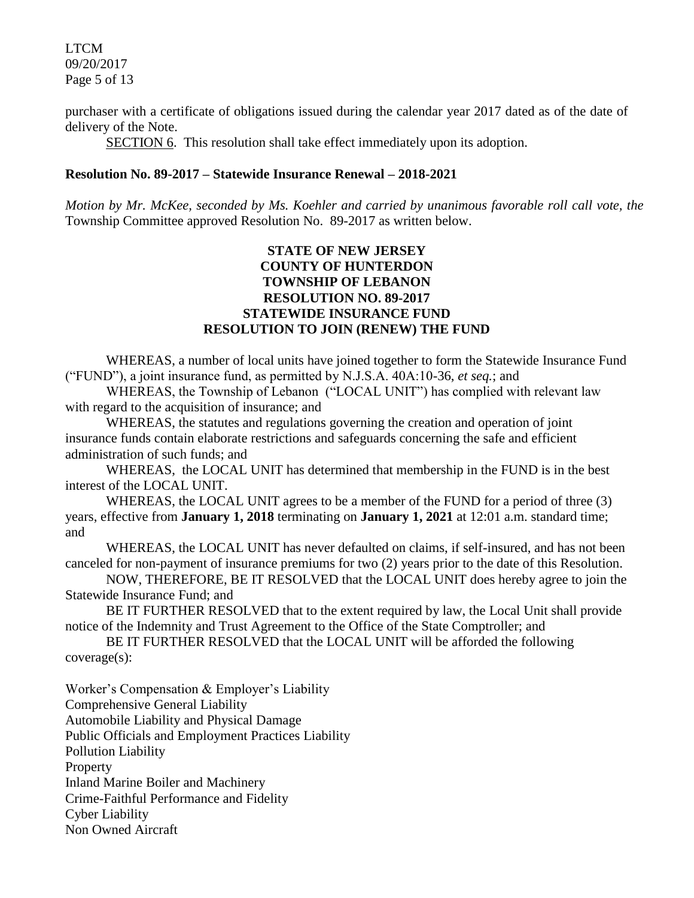purchaser with a certificate of obligations issued during the calendar year 2017 dated as of the date of delivery of the Note.

SECTION 6. This resolution shall take effect immediately upon its adoption.

**Resolution No. 89-2017 – Statewide Insurance Renewal – 2018-2021**

*Motion by Mr. McKee, seconded by Ms. Koehler and carried by unanimous favorable roll call vote, the* Township Committee approved Resolution No. 89-2017 as written below.

**STATE OF NEW JERSEY**
**COUNTY OF HUNTERDON**
**TOWNSHIP OF LEBANON**
**RESOLUTION NO. 89-2017**
**STATEWIDE INSURANCE FUND**
**RESOLUTION TO JOIN (RENEW) THE FUND**

WHEREAS, a number of local units have joined together to form the Statewide Insurance Fund ("FUND"), a joint insurance fund, as permitted by N.J.S.A. 40A:10-36, *et seq.*; and

WHEREAS, the Township of Lebanon ("LOCAL UNIT") has complied with relevant law with regard to the acquisition of insurance; and

WHEREAS, the statutes and regulations governing the creation and operation of joint insurance funds contain elaborate restrictions and safeguards concerning the safe and efficient administration of such funds; and

WHEREAS, the LOCAL UNIT has determined that membership in the FUND is in the best interest of the LOCAL UNIT.

WHEREAS, the LOCAL UNIT agrees to be a member of the FUND for a period of three (3) years, effective from **January 1, 2018** terminating on **January 1, 2021** at 12:01 a.m. standard time; and

WHEREAS, the LOCAL UNIT has never defaulted on claims, if self-insured, and has not been canceled for non-payment of insurance premiums for two (2) years prior to the date of this Resolution.

NOW, THEREFORE, BE IT RESOLVED that the LOCAL UNIT does hereby agree to join the Statewide Insurance Fund; and

BE IT FURTHER RESOLVED that to the extent required by law, the Local Unit shall provide notice of the Indemnity and Trust Agreement to the Office of the State Comptroller; and

BE IT FURTHER RESOLVED that the LOCAL UNIT will be afforded the following coverage(s):

Worker's Compensation & Employer's Liability
Comprehensive General Liability
Automobile Liability and Physical Damage
Public Officials and Employment Practices Liability
Pollution Liability
Property
Inland Marine Boiler and Machinery
Crime-Faithful Performance and Fidelity
Cyber Liability
Non Owned Aircraft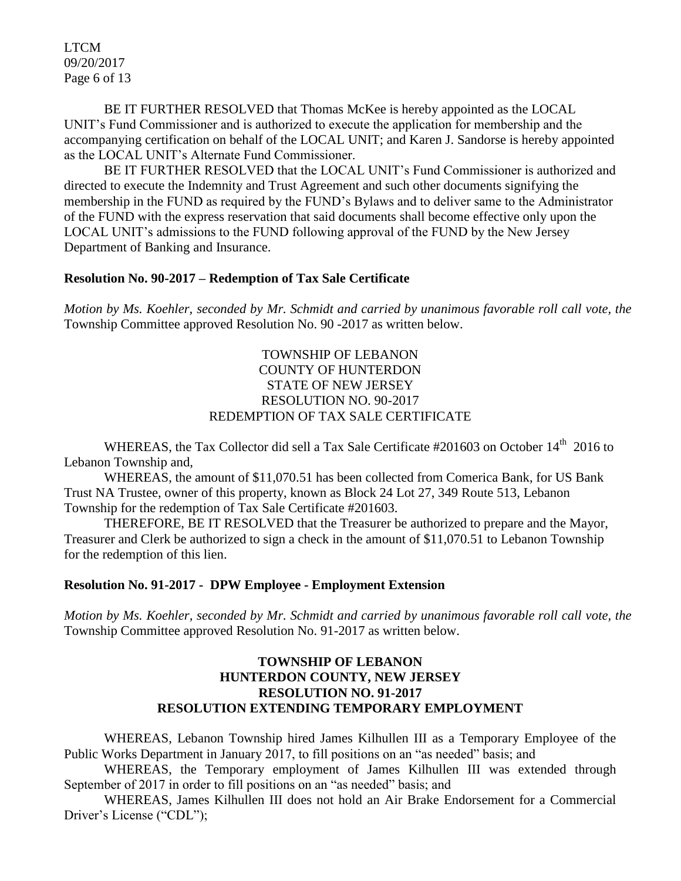BE IT FURTHER RESOLVED that Thomas McKee is hereby appointed as the LOCAL UNIT's Fund Commissioner and is authorized to execute the application for membership and the accompanying certification on behalf of the LOCAL UNIT; and Karen J. Sandorse is hereby appointed as the LOCAL UNIT's Alternate Fund Commissioner.

BE IT FURTHER RESOLVED that the LOCAL UNIT's Fund Commissioner is authorized and directed to execute the Indemnity and Trust Agreement and such other documents signifying the membership in the FUND as required by the FUND's Bylaws and to deliver same to the Administrator of the FUND with the express reservation that said documents shall become effective only upon the LOCAL UNIT's admissions to the FUND following approval of the FUND by the New Jersey Department of Banking and Insurance.

**Resolution No. 90-2017 – Redemption of Tax Sale Certificate**

*Motion by Ms. Koehler, seconded by Mr. Schmidt and carried by unanimous favorable roll call vote, the* Township Committee approved Resolution No. 90 -2017 as written below.

TOWNSHIP OF LEBANON
COUNTY OF HUNTERDON
STATE OF NEW JERSEY
RESOLUTION NO. 90-2017
REDEMPTION OF TAX SALE CERTIFICATE

WHEREAS, the Tax Collector did sell a Tax Sale Certificate #201603 on October 14th 2016 to Lebanon Township and,

WHEREAS, the amount of $11,070.51 has been collected from Comerica Bank, for US Bank Trust NA Trustee, owner of this property, known as Block 24 Lot 27, 349 Route 513, Lebanon Township for the redemption of Tax Sale Certificate #201603.

THEREFORE, BE IT RESOLVED that the Treasurer be authorized to prepare and the Mayor, Treasurer and Clerk be authorized to sign a check in the amount of $11,070.51 to Lebanon Township for the redemption of this lien.

**Resolution No. 91-2017 - DPW Employee - Employment Extension**

*Motion by Ms. Koehler, seconded by Mr. Schmidt and carried by unanimous favorable roll call vote, the* Township Committee approved Resolution No. 91-2017 as written below.

**TOWNSHIP OF LEBANON**
**HUNTERDON COUNTY, NEW JERSEY**
**RESOLUTION NO. 91-2017**
**RESOLUTION EXTENDING TEMPORARY EMPLOYMENT**

WHEREAS, Lebanon Township hired James Kilhullen III as a Temporary Employee of the Public Works Department in January 2017, to fill positions on an "as needed" basis; and

WHEREAS, the Temporary employment of James Kilhullen III was extended through September of 2017 in order to fill positions on an "as needed" basis; and

WHEREAS, James Kilhullen III does not hold an Air Brake Endorsement for a Commercial Driver's License ("CDL");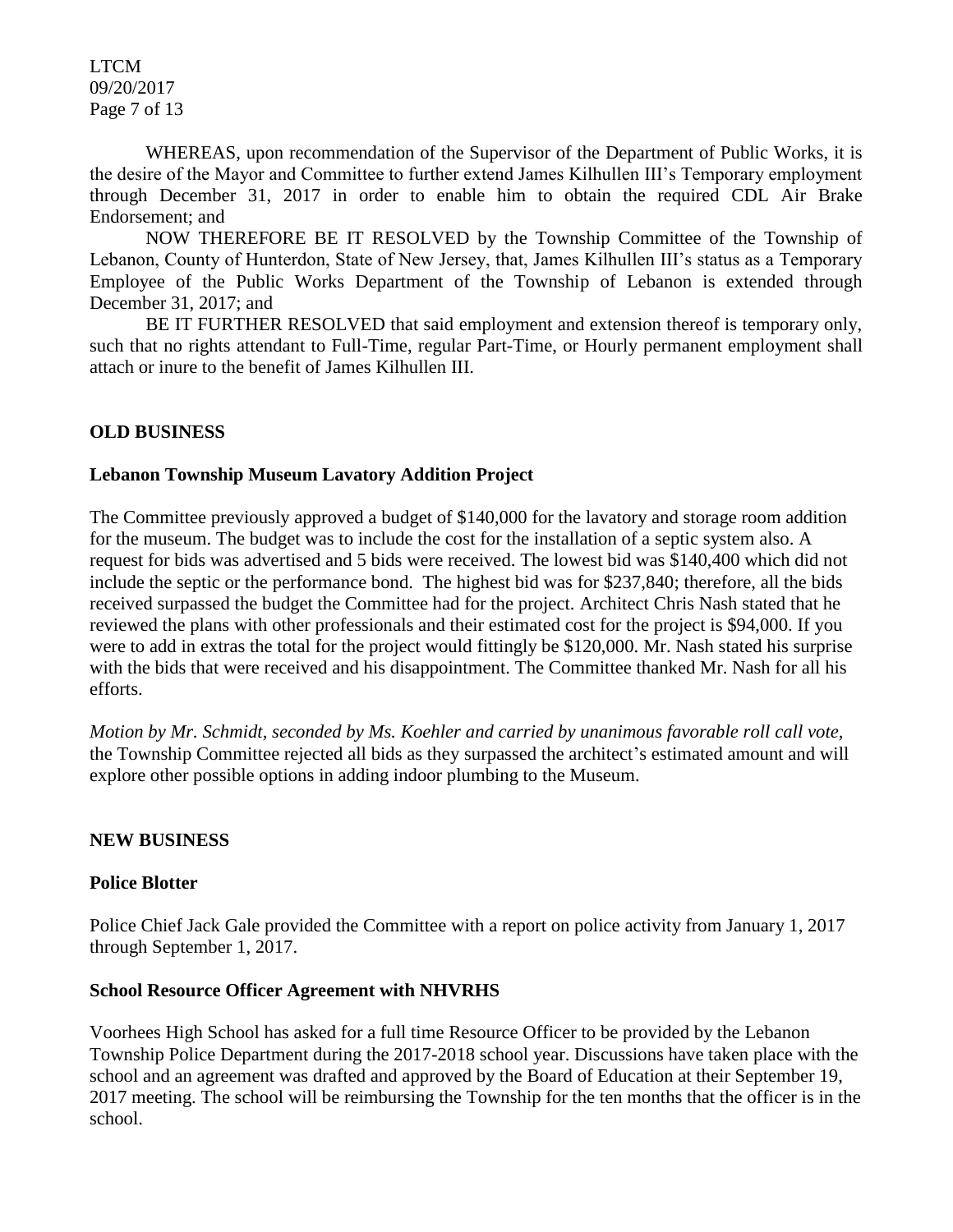WHEREAS, upon recommendation of the Supervisor of the Department of Public Works, it is the desire of the Mayor and Committee to further extend James Kilhullen III's Temporary employment through December 31, 2017 in order to enable him to obtain the required CDL Air Brake Endorsement; and

NOW THEREFORE BE IT RESOLVED by the Township Committee of the Township of Lebanon, County of Hunterdon, State of New Jersey, that, James Kilhullen III's status as a Temporary Employee of the Public Works Department of the Township of Lebanon is extended through December 31, 2017; and

BE IT FURTHER RESOLVED that said employment and extension thereof is temporary only, such that no rights attendant to Full-Time, regular Part-Time, or Hourly permanent employment shall attach or inure to the benefit of James Kilhullen III.

## OLD BUSINESS

### Lebanon Township Museum Lavatory Addition Project

The Committee previously approved a budget of $140,000 for the lavatory and storage room addition for the museum. The budget was to include the cost for the installation of a septic system also. A request for bids was advertised and 5 bids were received. The lowest bid was $140,400 which did not include the septic or the performance bond. The highest bid was for $237,840; therefore, all the bids received surpassed the budget the Committee had for the project. Architect Chris Nash stated that he reviewed the plans with other professionals and their estimated cost for the project is $94,000. If you were to add in extras the total for the project would fittingly be $120,000. Mr. Nash stated his surprise with the bids that were received and his disappointment. The Committee thanked Mr. Nash for all his efforts.

*Motion by Mr. Schmidt, seconded by Ms. Koehler and carried by unanimous favorable roll call vote,* the Township Committee rejected all bids as they surpassed the architect's estimated amount and will explore other possible options in adding indoor plumbing to the Museum.

## NEW BUSINESS

### Police Blotter

Police Chief Jack Gale provided the Committee with a report on police activity from January 1, 2017 through September 1, 2017.

### School Resource Officer Agreement with NHVRHS

Voorhees High School has asked for a full time Resource Officer to be provided by the Lebanon Township Police Department during the 2017-2018 school year. Discussions have taken place with the school and an agreement was drafted and approved by the Board of Education at their September 19, 2017 meeting. The school will be reimbursing the Township for the ten months that the officer is in the school.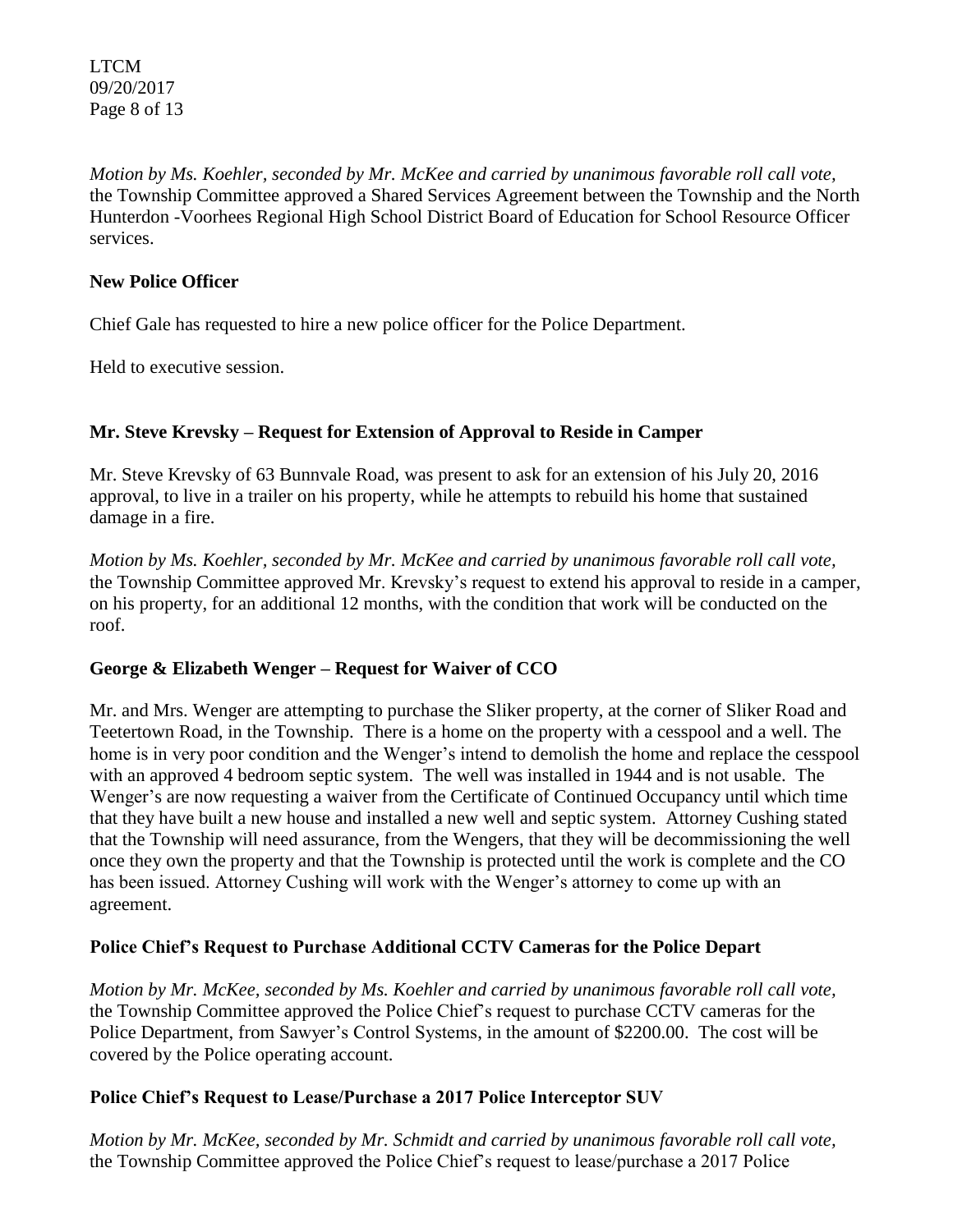*Motion by Ms. Koehler, seconded by Mr. McKee and carried by unanimous favorable roll call vote,* the Township Committee approved a Shared Services Agreement between the Township and the North Hunterdon -Voorhees Regional High School District Board of Education for School Resource Officer services.

**New Police Officer**

Chief Gale has requested to hire a new police officer for the Police Department.

Held to executive session.

**Mr. Steve Krevsky – Request for Extension of Approval to Reside in Camper**

Mr. Steve Krevsky of 63 Bunnvale Road, was present to ask for an extension of his July 20, 2016 approval, to live in a trailer on his property, while he attempts to rebuild his home that sustained damage in a fire.

*Motion by Ms. Koehler, seconded by Mr. McKee and carried by unanimous favorable roll call vote,* the Township Committee approved Mr. Krevsky's request to extend his approval to reside in a camper, on his property, for an additional 12 months, with the condition that work will be conducted on the roof.

**George & Elizabeth Wenger – Request for Waiver of CCO**

Mr. and Mrs. Wenger are attempting to purchase the Sliker property, at the corner of Sliker Road and Teetertown Road, in the Township. There is a home on the property with a cesspool and a well. The home is in very poor condition and the Wenger's intend to demolish the home and replace the cesspool with an approved 4 bedroom septic system. The well was installed in 1944 and is not usable. The Wenger's are now requesting a waiver from the Certificate of Continued Occupancy until which time that they have built a new house and installed a new well and septic system. Attorney Cushing stated that the Township will need assurance, from the Wengers, that they will be decommissioning the well once they own the property and that the Township is protected until the work is complete and the CO has been issued. Attorney Cushing will work with the Wenger's attorney to come up with an agreement.

**Police Chief's Request to Purchase Additional CCTV Cameras for the Police Depart**

*Motion by Mr. McKee, seconded by Ms. Koehler and carried by unanimous favorable roll call vote,* the Township Committee approved the Police Chief's request to purchase CCTV cameras for the Police Department, from Sawyer's Control Systems, in the amount of $2200.00. The cost will be covered by the Police operating account.

**Police Chief's Request to Lease/Purchase a 2017 Police Interceptor SUV**

*Motion by Mr. McKee, seconded by Mr. Schmidt and carried by unanimous favorable roll call vote,* the Township Committee approved the Police Chief's request to lease/purchase a 2017 Police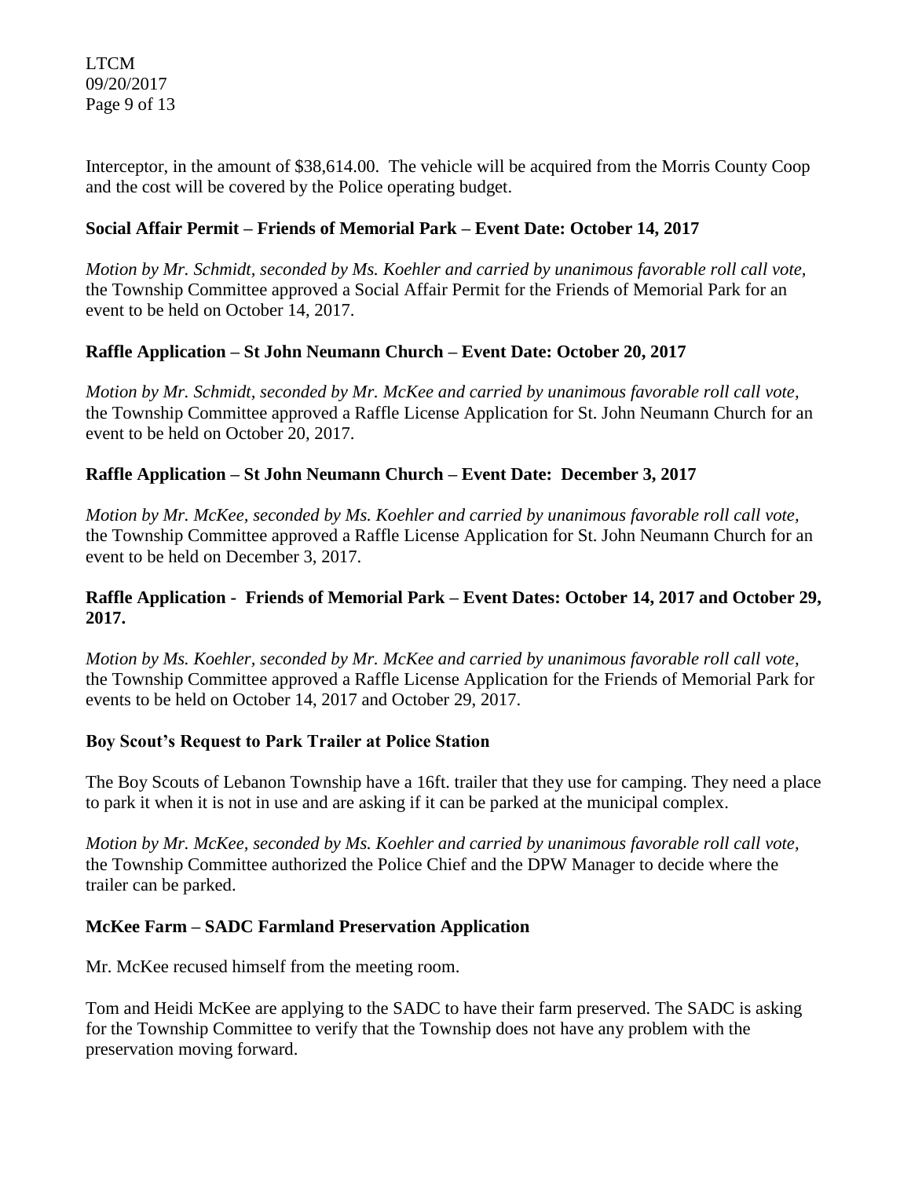Interceptor, in the amount of $38,614.00. The vehicle will be acquired from the Morris County Coop and the cost will be covered by the Police operating budget.

**Social Affair Permit – Friends of Memorial Park – Event Date: October 14, 2017**

*Motion by Mr. Schmidt, seconded by Ms. Koehler and carried by unanimous favorable roll call vote,* the Township Committee approved a Social Affair Permit for the Friends of Memorial Park for an event to be held on October 14, 2017.

**Raffle Application – St John Neumann Church – Event Date: October 20, 2017**

*Motion by Mr. Schmidt, seconded by Mr. McKee and carried by unanimous favorable roll call vote,* the Township Committee approved a Raffle License Application for St. John Neumann Church for an event to be held on October 20, 2017.

**Raffle Application – St John Neumann Church – Event Date: December 3, 2017**

*Motion by Mr. McKee, seconded by Ms. Koehler and carried by unanimous favorable roll call vote,* the Township Committee approved a Raffle License Application for St. John Neumann Church for an event to be held on December 3, 2017.

**Raffle Application - Friends of Memorial Park – Event Dates: October 14, 2017 and October 29, 2017.**

*Motion by Ms. Koehler, seconded by Mr. McKee and carried by unanimous favorable roll call vote,* the Township Committee approved a Raffle License Application for the Friends of Memorial Park for events to be held on October 14, 2017 and October 29, 2017.

**Boy Scout's Request to Park Trailer at Police Station**

The Boy Scouts of Lebanon Township have a 16ft. trailer that they use for camping. They need a place to park it when it is not in use and are asking if it can be parked at the municipal complex.

*Motion by Mr. McKee, seconded by Ms. Koehler and carried by unanimous favorable roll call vote,* the Township Committee authorized the Police Chief and the DPW Manager to decide where the trailer can be parked.

**McKee Farm – SADC Farmland Preservation Application**

Mr. McKee recused himself from the meeting room.

Tom and Heidi McKee are applying to the SADC to have their farm preserved. The SADC is asking for the Township Committee to verify that the Township does not have any problem with the preservation moving forward.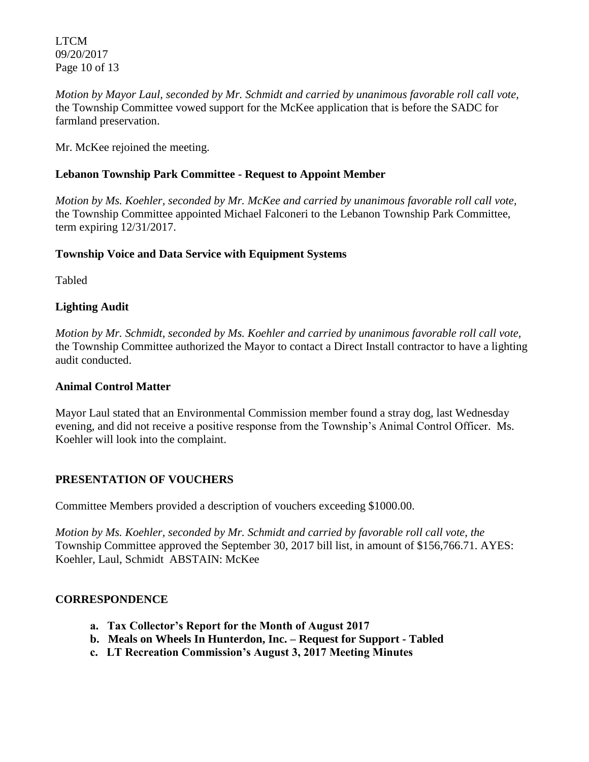*Motion by Mayor Laul, seconded by Mr. Schmidt and carried by unanimous favorable roll call vote,* the Township Committee vowed support for the McKee application that is before the SADC for farmland preservation.

Mr. McKee rejoined the meeting.

**Lebanon Township Park Committee - Request to Appoint Member**

*Motion by Ms. Koehler, seconded by Mr. McKee and carried by unanimous favorable roll call vote,* the Township Committee appointed Michael Falconeri to the Lebanon Township Park Committee, term expiring 12/31/2017.

**Township Voice and Data Service with Equipment Systems**

Tabled

**Lighting Audit**

*Motion by Mr. Schmidt, seconded by Ms. Koehler and carried by unanimous favorable roll call vote,* the Township Committee authorized the Mayor to contact a Direct Install contractor to have a lighting audit conducted.

**Animal Control Matter**

Mayor Laul stated that an Environmental Commission member found a stray dog, last Wednesday evening, and did not receive a positive response from the Township's Animal Control Officer. Ms. Koehler will look into the complaint.

## PRESENTATION OF VOUCHERS

Committee Members provided a description of vouchers exceeding $1000.00.

*Motion by Ms. Koehler, seconded by Mr. Schmidt and carried by favorable roll call vote, the* Township Committee approved the September 30, 2017 bill list, in amount of $156,766.71. AYES: Koehler, Laul, Schmidt ABSTAIN: McKee

## CORRESPONDENCE

a. **Tax Collector's Report for the Month of August 2017**
b. **Meals on Wheels In Hunterdon, Inc. – Request for Support - Tabled**
c. **LT Recreation Commission's August 3, 2017 Meeting Minutes**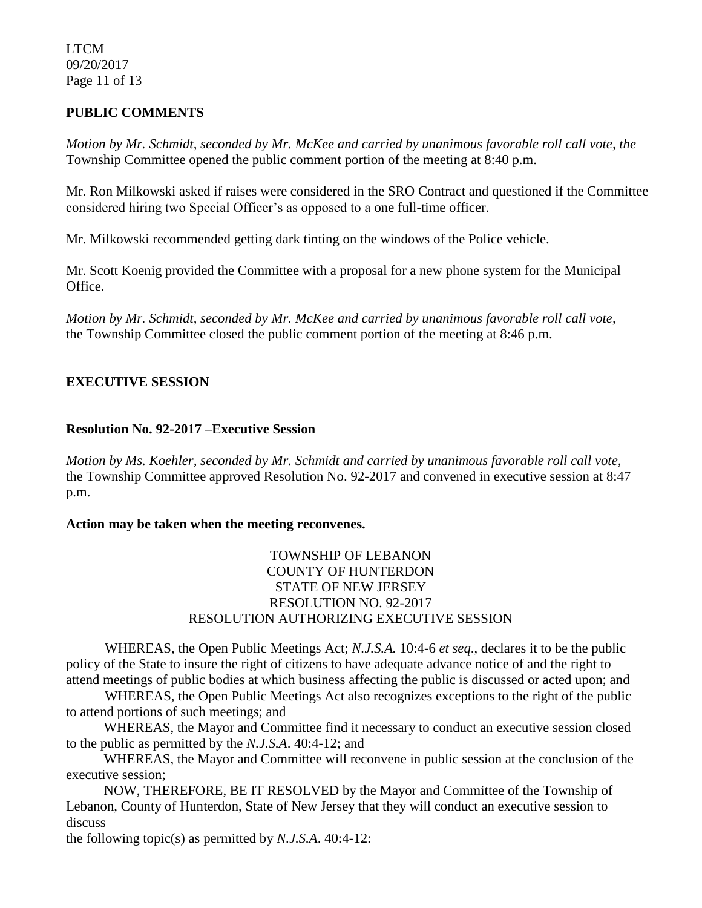## PUBLIC COMMENTS

*Motion by Mr. Schmidt, seconded by Mr. McKee and carried by unanimous favorable roll call vote, the* Township Committee opened the public comment portion of the meeting at 8:40 p.m.

Mr. Ron Milkowski asked if raises were considered in the SRO Contract and questioned if the Committee considered hiring two Special Officer's as opposed to a one full-time officer.

Mr. Milkowski recommended getting dark tinting on the windows of the Police vehicle.

Mr. Scott Koenig provided the Committee with a proposal for a new phone system for the Municipal Office.

*Motion by Mr. Schmidt, seconded by Mr. McKee and carried by unanimous favorable roll call vote,* the Township Committee closed the public comment portion of the meeting at 8:46 p.m.

## EXECUTIVE SESSION

### Resolution No. 92-2017 –Executive Session

*Motion by Ms. Koehler, seconded by Mr. Schmidt and carried by unanimous favorable roll call vote,* the Township Committee approved Resolution No. 92-2017 and convened in executive session at 8:47 p.m.

**Action may be taken when the meeting reconvenes.**

TOWNSHIP OF LEBANON
COUNTY OF HUNTERDON
STATE OF NEW JERSEY
RESOLUTION NO. 92-2017
RESOLUTION AUTHORIZING EXECUTIVE SESSION

WHEREAS, the Open Public Meetings Act; *N.J.S.A.* 10:4-6 *et seq*., declares it to be the public policy of the State to insure the right of citizens to have adequate advance notice of and the right to attend meetings of public bodies at which business affecting the public is discussed or acted upon; and

WHEREAS, the Open Public Meetings Act also recognizes exceptions to the right of the public to attend portions of such meetings; and

WHEREAS, the Mayor and Committee find it necessary to conduct an executive session closed to the public as permitted by the *N.J.S.A*. 40:4-12; and

WHEREAS, the Mayor and Committee will reconvene in public session at the conclusion of the executive session;

NOW, THEREFORE, BE IT RESOLVED by the Mayor and Committee of the Township of Lebanon, County of Hunterdon, State of New Jersey that they will conduct an executive session to discuss

the following topic(s) as permitted by *N.J.S.A*. 40:4-12: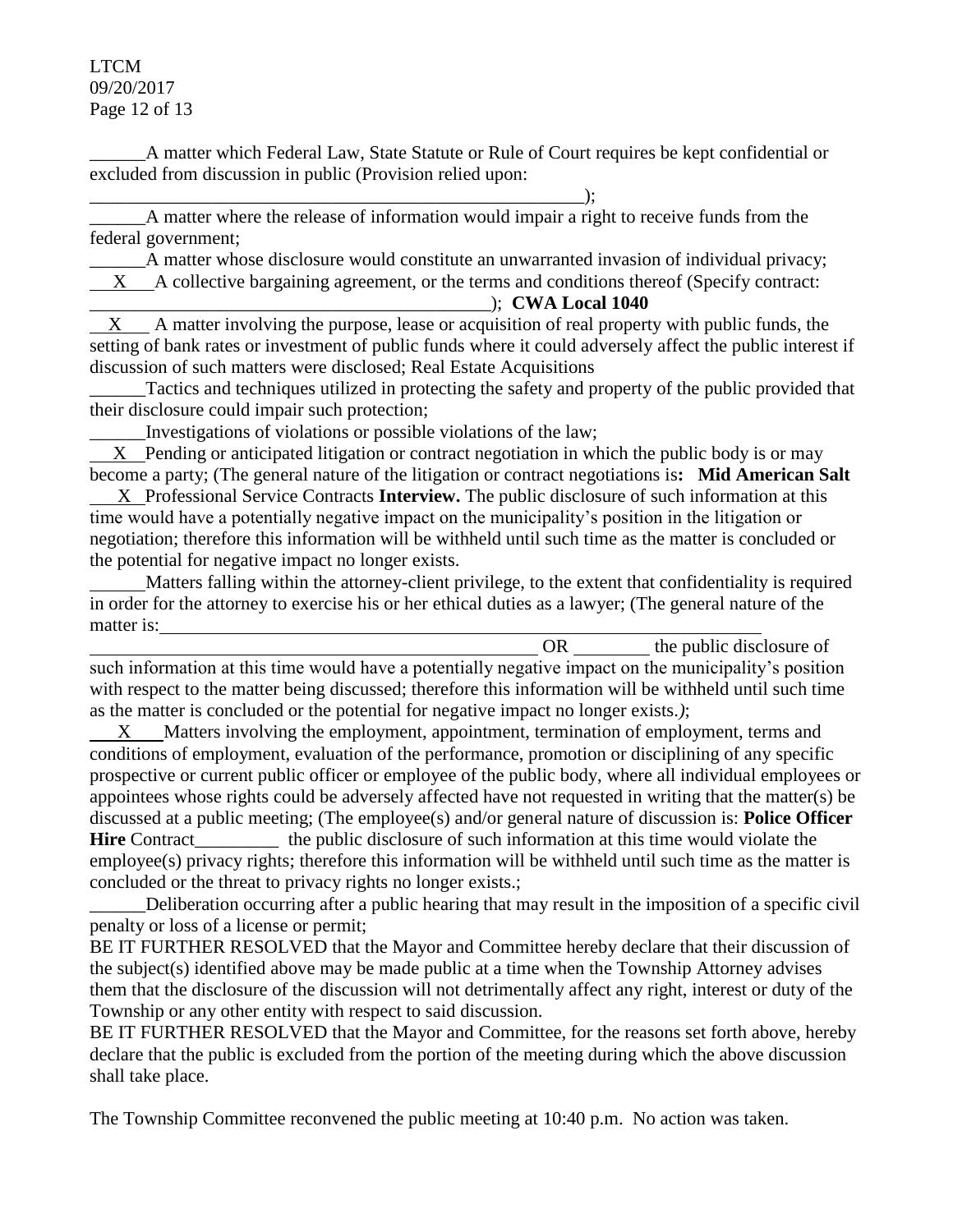______A matter which Federal Law, State Statute or Rule of Court requires be kept confidential or excluded from discussion in public (Provision relied upon:
_______________________________________________________);

______A matter where the release of information would impair a right to receive funds from the federal government;

______A matter whose disclosure would constitute an unwarranted invasion of individual privacy;

\_\_X\_\_A collective bargaining agreement, or the terms and conditions thereof (Specify contract:
____________________________________________); **CWA Local 1040**

\_\_X\_\_ A matter involving the purpose, lease or acquisition of real property with public funds, the setting of bank rates or investment of public funds where it could adversely affect the public interest if discussion of such matters were disclosed; Real Estate Acquisitions

______Tactics and techniques utilized in protecting the safety and property of the public provided that their disclosure could impair such protection;

______Investigations of violations or possible violations of the law;

\_\_X\_\_Pending or anticipated litigation or contract negotiation in which the public body is or may become a party; (The general nature of the litigation or contract negotiations is**: Mid American Salt**

\_\_X\_\_Professional Service Contracts **Interview.** The public disclosure of such information at this time would have a potentially negative impact on the municipality's position in the litigation or negotiation; therefore this information will be withheld until such time as the matter is concluded or the potential for negative impact no longer exists.

______Matters falling within the attorney-client privilege, to the extent that confidentiality is required in order for the attorney to exercise his or her ethical duties as a lawyer; (The general nature of the matter is:______________________________________________
______________________________________________ OR ________ the public disclosure of such information at this time would have a potentially negative impact on the municipality's position with respect to the matter being discussed; therefore this information will be withheld until such time as the matter is concluded or the potential for negative impact no longer exists.*)*;

\_\_X\_\_Matters involving the employment, appointment, termination of employment, terms and conditions of employment, evaluation of the performance, promotion or disciplining of any specific prospective or current public officer or employee of the public body, where all individual employees or appointees whose rights could be adversely affected have not requested in writing that the matter(s) be discussed at a public meeting; (The employee(s) and/or general nature of discussion is: **Police Officer Hire** Contract_________ the public disclosure of such information at this time would violate the employee(s) privacy rights; therefore this information will be withheld until such time as the matter is concluded or the threat to privacy rights no longer exists.;

______Deliberation occurring after a public hearing that may result in the imposition of a specific civil penalty or loss of a license or permit;

BE IT FURTHER RESOLVED that the Mayor and Committee hereby declare that their discussion of the subject(s) identified above may be made public at a time when the Township Attorney advises them that the disclosure of the discussion will not detrimentally affect any right, interest or duty of the Township or any other entity with respect to said discussion.

BE IT FURTHER RESOLVED that the Mayor and Committee, for the reasons set forth above, hereby declare that the public is excluded from the portion of the meeting during which the above discussion shall take place.

The Township Committee reconvened the public meeting at 10:40 p.m. No action was taken.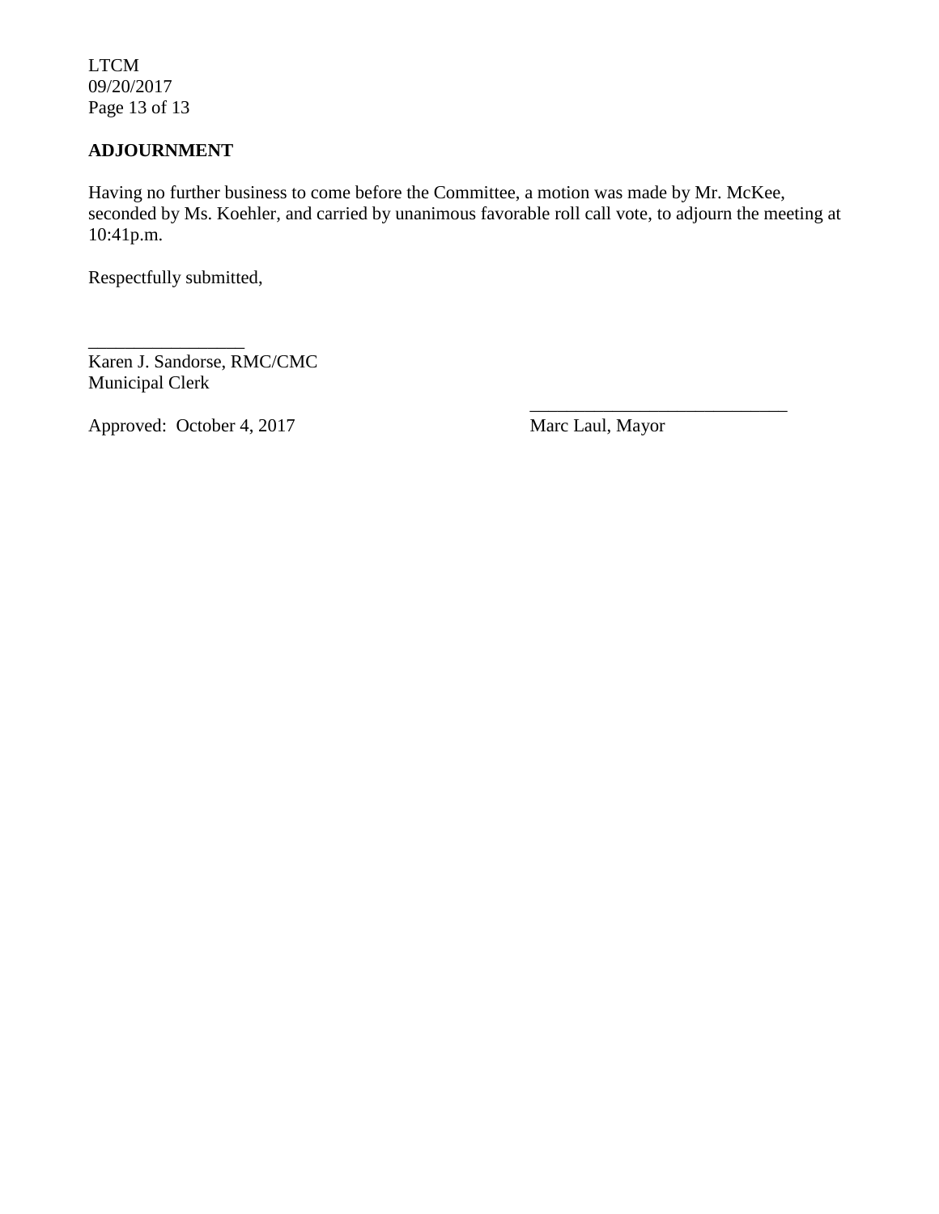**ADJOURNMENT**

Having no further business to come before the Committee, a motion was made by Mr. McKee, seconded by Ms. Koehler, and carried by unanimous favorable roll call vote, to adjourn the meeting at 10:41p.m.

Respectfully submitted,

_________________
Karen J. Sandorse, RMC/CMC
Municipal Clerk

Approved: October 4, 2017

____________________________
Marc Laul, Mayor